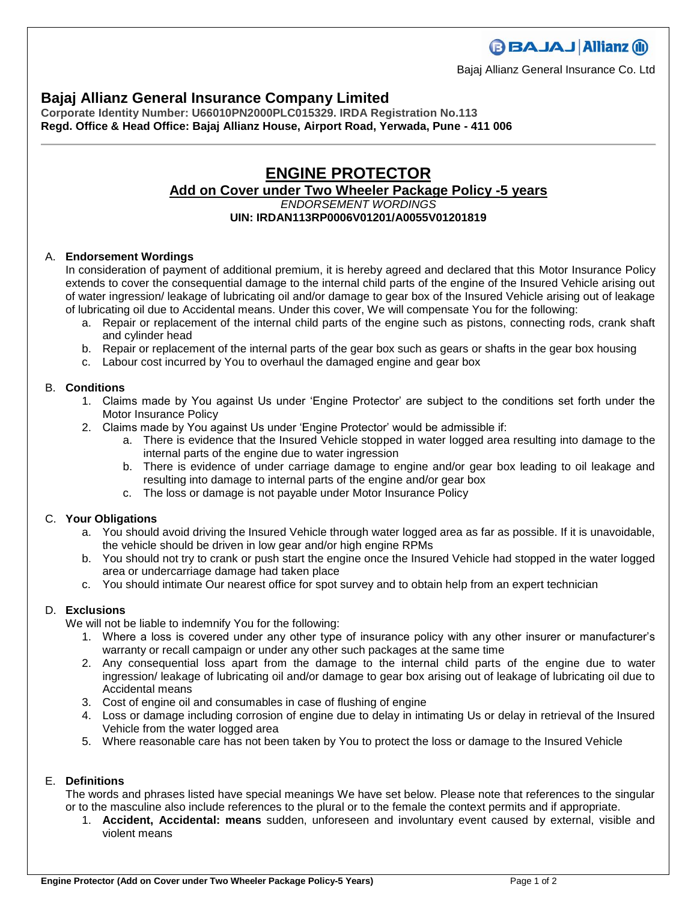Bajaj Allianz General Insurance Co. Ltd

# Bajaj Allianz General Insurance Company Limited

**Corporate Identity Number: U66010PN2000PLC015329. IRDA Registration No.113**
**Regd. Office & Head Office: Bajaj Allianz House, Airport Road, Yerwada, Pune - 411 006**

---

# ENGINE PROTECTOR

## Add on Cover under Two Wheeler Package Policy -5 years

*ENDORSEMENT WORDINGS*

**UIN: IRDAN113RP0006V01201/A0055V01201819**

A. **Endorsement Wordings**

In consideration of payment of additional premium, it is hereby agreed and declared that this Motor Insurance Policy extends to cover the consequential damage to the internal child parts of the engine of the Insured Vehicle arising out of water ingression/ leakage of lubricating oil and/or damage to gear box of the Insured Vehicle arising out of leakage of lubricating oil due to Accidental means. Under this cover, We will compensate You for the following:

a. Repair or replacement of the internal child parts of the engine such as pistons, connecting rods, crank shaft and cylinder head
b. Repair or replacement of the internal parts of the gear box such as gears or shafts in the gear box housing
c. Labour cost incurred by You to overhaul the damaged engine and gear box

B. **Conditions**

1. Claims made by You against Us under 'Engine Protector' are subject to the conditions set forth under the Motor Insurance Policy
2. Claims made by You against Us under 'Engine Protector' would be admissible if:
   a. There is evidence that the Insured Vehicle stopped in water logged area resulting into damage to the internal parts of the engine due to water ingression
   b. There is evidence of under carriage damage to engine and/or gear box leading to oil leakage and resulting into damage to internal parts of the engine and/or gear box
   c. The loss or damage is not payable under Motor Insurance Policy

C. **Your Obligations**

a. You should avoid driving the Insured Vehicle through water logged area as far as possible. If it is unavoidable, the vehicle should be driven in low gear and/or high engine RPMs
b. You should not try to crank or push start the engine once the Insured Vehicle had stopped in the water logged area or undercarriage damage had taken place
c. You should intimate Our nearest office for spot survey and to obtain help from an expert technician

D. **Exclusions**

We will not be liable to indemnify You for the following:

1. Where a loss is covered under any other type of insurance policy with any other insurer or manufacturer's warranty or recall campaign or under any other such packages at the same time
2. Any consequential loss apart from the damage to the internal child parts of the engine due to water ingression/ leakage of lubricating oil and/or damage to gear box arising out of leakage of lubricating oil due to Accidental means
3. Cost of engine oil and consumables in case of flushing of engine
4. Loss or damage including corrosion of engine due to delay in intimating Us or delay in retrieval of the Insured Vehicle from the water logged area
5. Where reasonable care has not been taken by You to protect the loss or damage to the Insured Vehicle

E. **Definitions**

The words and phrases listed have special meanings We have set below. Please note that references to the singular or to the masculine also include references to the plural or to the female the context permits and if appropriate.

1. **Accident, Accidental: means** sudden, unforeseen and involuntary event caused by external, visible and violent means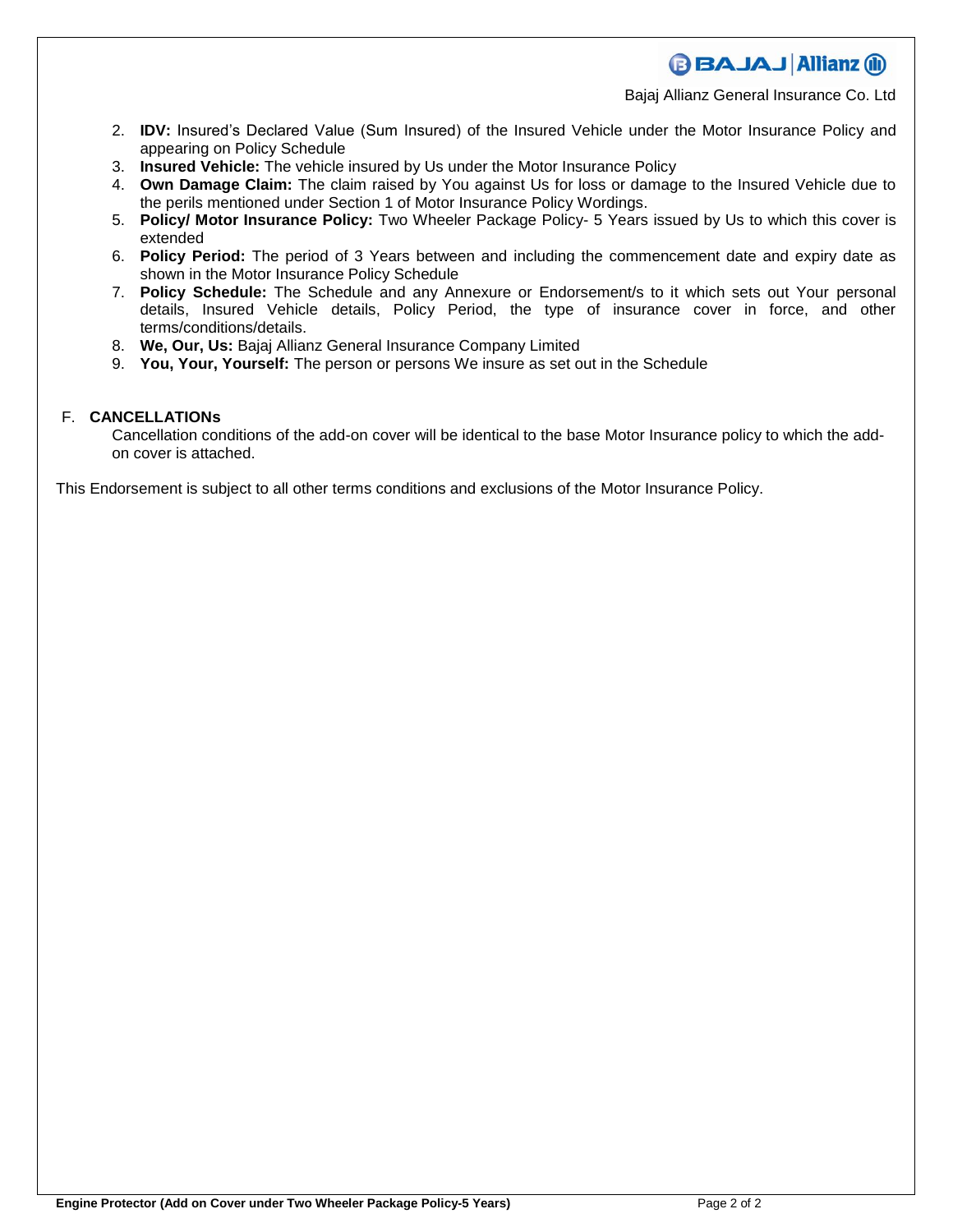2. **IDV:** Insured's Declared Value (Sum Insured) of the Insured Vehicle under the Motor Insurance Policy and appearing on Policy Schedule
3. **Insured Vehicle:** The vehicle insured by Us under the Motor Insurance Policy
4. **Own Damage Claim:** The claim raised by You against Us for loss or damage to the Insured Vehicle due to the perils mentioned under Section 1 of Motor Insurance Policy Wordings.
5. **Policy/ Motor Insurance Policy:** Two Wheeler Package Policy- 5 Years issued by Us to which this cover is extended
6. **Policy Period:** The period of 3 Years between and including the commencement date and expiry date as shown in the Motor Insurance Policy Schedule
7. **Policy Schedule:** The Schedule and any Annexure or Endorsement/s to it which sets out Your personal details, Insured Vehicle details, Policy Period, the type of insurance cover in force, and other terms/conditions/details.
8. **We, Our, Us:** Bajaj Allianz General Insurance Company Limited
9. **You, Your, Yourself:** The person or persons We insure as set out in the Schedule

## F. CANCELLATIONs

Cancellation conditions of the add-on cover will be identical to the base Motor Insurance policy to which the add-on cover is attached.

This Endorsement is subject to all other terms conditions and exclusions of the Motor Insurance Policy.